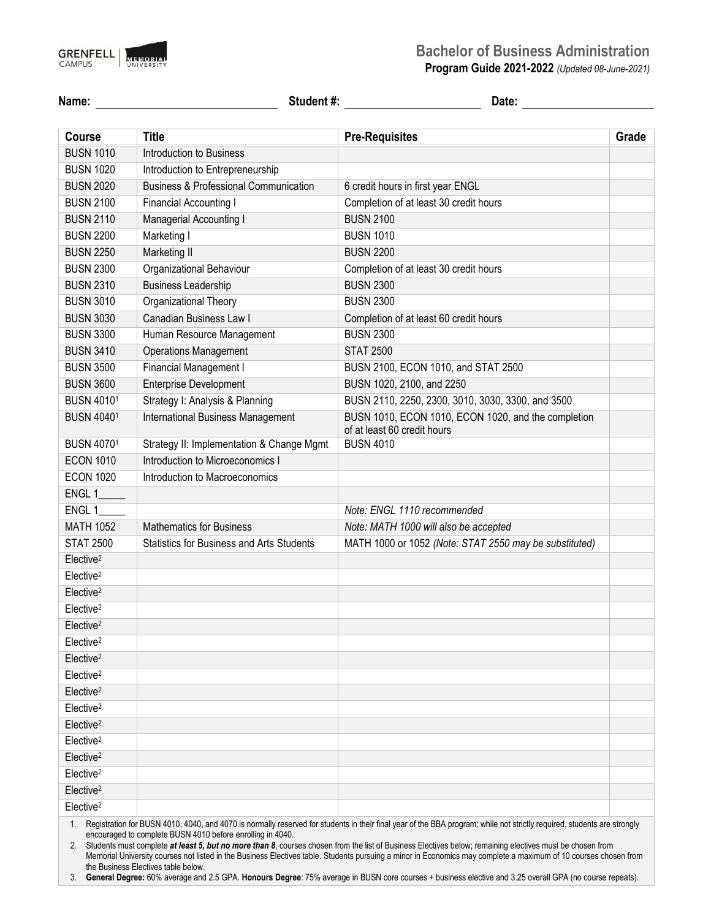# Bachelor of Business Administration

**Program Guide 2021-2022** *(Updated 08-June-2021)*

**Name:** ______________________ **Student #:** __________________ **Date:** __________________

| Course | Title | Pre-Requisites | Grade |
|---|---|---|---|
| BUSN 1010 | Introduction to Business | | |
| BUSN 1020 | Introduction to Entrepreneurship | | |
| BUSN 2020 | Business & Professional Communication | 6 credit hours in first year ENGL | |
| BUSN 2100 | Financial Accounting I | Completion of at least 30 credit hours | |
| BUSN 2110 | Managerial Accounting I | BUSN 2100 | |
| BUSN 2200 | Marketing I | BUSN 1010 | |
| BUSN 2250 | Marketing II | BUSN 2200 | |
| BUSN 2300 | Organizational Behaviour | Completion of at least 30 credit hours | |
| BUSN 2310 | Business Leadership | BUSN 2300 | |
| BUSN 3010 | Organizational Theory | BUSN 2300 | |
| BUSN 3030 | Canadian Business Law I | Completion of at least 60 credit hours | |
| BUSN 3300 | Human Resource Management | BUSN 2300 | |
| BUSN 3410 | Operations Management | STAT 2500 | |
| BUSN 3500 | Financial Management I | BUSN 2100, ECON 1010, and STAT 2500 | |
| BUSN 3600 | Enterprise Development | BUSN 1020, 2100, and 2250 | |
| BUSN 4010[1] | Strategy I: Analysis & Planning | BUSN 2110, 2250, 2300, 3010, 3030, 3300, and 3500 | |
| BUSN 4040[1] | International Business Management | BUSN 1010, ECON 1010, ECON 1020, and the completion of at least 60 credit hours | |
| BUSN 4070[1] | Strategy II: Implementation & Change Mgmt | BUSN 4010 | |
| ECON 1010 | Introduction to Microeconomics I | | |
| ECON 1020 | Introduction to Macroeconomics | | |
| ENGL 1_____ | | | |
| ENGL 1_____ | | *Note: ENGL 1110 recommended* | |
| MATH 1052 | Mathematics for Business | *Note: MATH 1000 will also be accepted* | |
| STAT 2500 | Statistics for Business and Arts Students | MATH 1000 or 1052 *(Note: STAT 2550 may be substituted)* | |
| Elective[2] | | | |
| Elective[2] | | | |
| Elective[2] | | | |
| Elective[2] | | | |
| Elective[2] | | | |
| Elective[2] | | | |
| Elective[2] | | | |
| Elective[2] | | | |
| Elective[2] | | | |
| Elective[2] | | | |
| Elective[2] | | | |
| Elective[2] | | | |
| Elective[2] | | | |
| Elective[2] | | | |
| Elective[2] | | | |
| Elective[2] | | | |

1. Registration for BUSN 4010, 4040, and 4070 is normally reserved for students in their final year of the BBA program; while not strictly required, students are strongly encouraged to complete BUSN 4010 before enrolling in 4040.
2. Students must complete ***at least 5, but no more than 8***, courses chosen from the list of Business Electives below; remaining electives must be chosen from Memorial University courses not listed in the Business Electives table. Students pursuing a minor in Economics may complete a maximum of 10 courses chosen from the Business Electives table below.
3. **General Degree:** 60% average and 2.5 GPA. **Honours Degree**: 75% average in BUSN core courses + business elective and 3.25 overall GPA (no course repeats).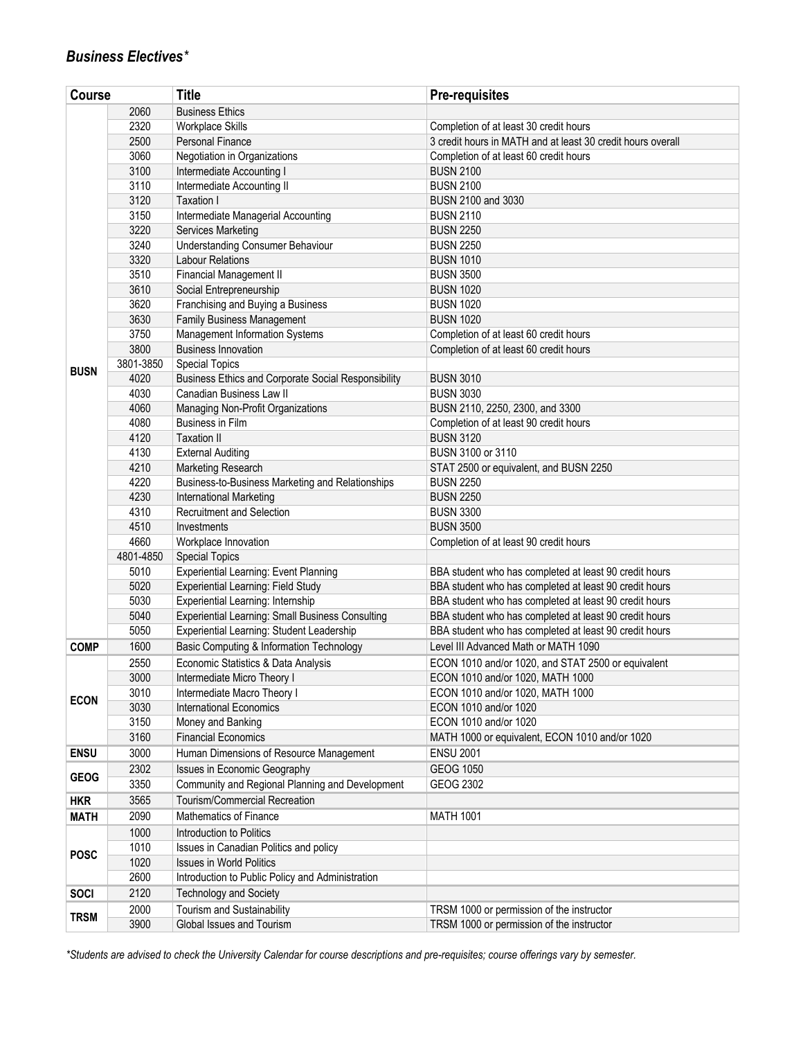## *Business Electives**

| Course | | Title | Pre-requisites |
|---|---|---|---|
| BUSN | 2060 | Business Ethics | |
| | 2320 | Workplace Skills | Completion of at least 30 credit hours |
| | 2500 | Personal Finance | 3 credit hours in MATH and at least 30 credit hours overall |
| | 3060 | Negotiation in Organizations | Completion of at least 60 credit hours |
| | 3100 | Intermediate Accounting I | BUSN 2100 |
| | 3110 | Intermediate Accounting II | BUSN 2100 |
| | 3120 | Taxation I | BUSN 2100 and 3030 |
| | 3150 | Intermediate Managerial Accounting | BUSN 2110 |
| | 3220 | Services Marketing | BUSN 2250 |
| | 3240 | Understanding Consumer Behaviour | BUSN 2250 |
| | 3320 | Labour Relations | BUSN 1010 |
| | 3510 | Financial Management II | BUSN 3500 |
| | 3610 | Social Entrepreneurship | BUSN 1020 |
| | 3620 | Franchising and Buying a Business | BUSN 1020 |
| | 3630 | Family Business Management | BUSN 1020 |
| | 3750 | Management Information Systems | Completion of at least 60 credit hours |
| | 3800 | Business Innovation | Completion of at least 60 credit hours |
| | 3801-3850 | Special Topics | |
| | 4020 | Business Ethics and Corporate Social Responsibility | BUSN 3010 |
| | 4030 | Canadian Business Law II | BUSN 3030 |
| | 4060 | Managing Non-Profit Organizations | BUSN 2110, 2250, 2300, and 3300 |
| | 4080 | Business in Film | Completion of at least 90 credit hours |
| | 4120 | Taxation II | BUSN 3120 |
| | 4130 | External Auditing | BUSN 3100 or 3110 |
| | 4210 | Marketing Research | STAT 2500 or equivalent, and BUSN 2250 |
| | 4220 | Business-to-Business Marketing and Relationships | BUSN 2250 |
| | 4230 | International Marketing | BUSN 2250 |
| | 4310 | Recruitment and Selection | BUSN 3300 |
| | 4510 | Investments | BUSN 3500 |
| | 4660 | Workplace Innovation | Completion of at least 90 credit hours |
| | 4801-4850 | Special Topics | |
| | 5010 | Experiential Learning: Event Planning | BBA student who has completed at least 90 credit hours |
| | 5020 | Experiential Learning: Field Study | BBA student who has completed at least 90 credit hours |
| | 5030 | Experiential Learning: Internship | BBA student who has completed at least 90 credit hours |
| | 5040 | Experiential Learning: Small Business Consulting | BBA student who has completed at least 90 credit hours |
| | 5050 | Experiential Learning: Student Leadership | BBA student who has completed at least 90 credit hours |
| COMP | 1600 | Basic Computing & Information Technology | Level III Advanced Math or MATH 1090 |
| ECON | 2550 | Economic Statistics & Data Analysis | ECON 1010 and/or 1020, and STAT 2500 or equivalent |
| | 3000 | Intermediate Micro Theory I | ECON 1010 and/or 1020, MATH 1000 |
| | 3010 | Intermediate Macro Theory I | ECON 1010 and/or 1020, MATH 1000 |
| | 3030 | International Economics | ECON 1010 and/or 1020 |
| | 3150 | Money and Banking | ECON 1010 and/or 1020 |
| | 3160 | Financial Economics | MATH 1000 or equivalent, ECON 1010 and/or 1020 |
| ENSU | 3000 | Human Dimensions of Resource Management | ENSU 2001 |
| GEOG | 2302 | Issues in Economic Geography | GEOG 1050 |
| | 3350 | Community and Regional Planning and Development | GEOG 2302 |
| HKR | 3565 | Tourism/Commercial Recreation | |
| MATH | 2090 | Mathematics of Finance | MATH 1001 |
| POSC | 1000 | Introduction to Politics | |
| | 1010 | Issues in Canadian Politics and policy | |
| | 1020 | Issues in World Politics | |
| | 2600 | Introduction to Public Policy and Administration | |
| SOCI | 2120 | Technology and Society | |
| TRSM | 2000 | Tourism and Sustainability | TRSM 1000 or permission of the instructor |
| | 3900 | Global Issues and Tourism | TRSM 1000 or permission of the instructor |

*\*Students are advised to check the University Calendar for course descriptions and pre-requisites; course offerings vary by semester.*